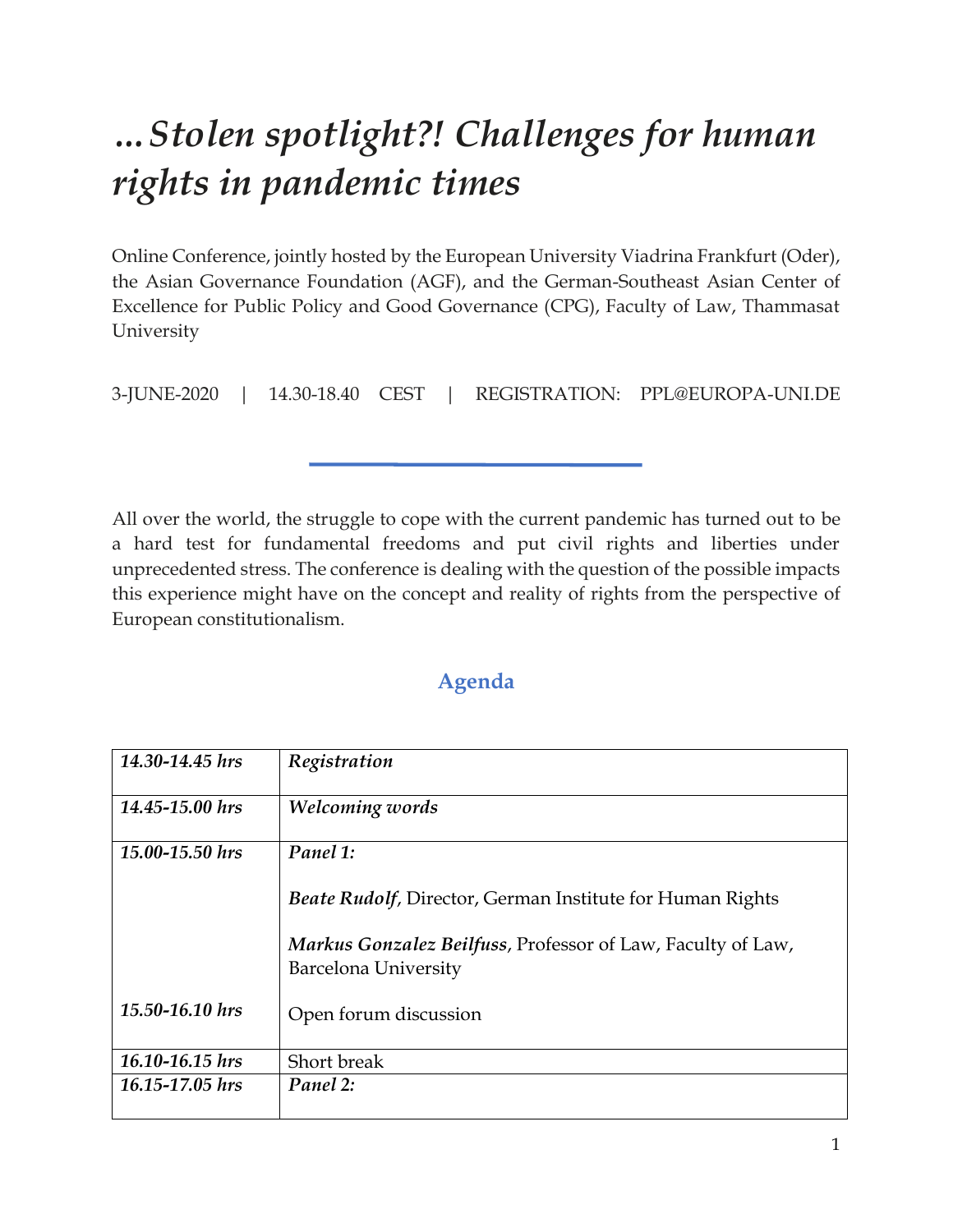# *...Stolen spotlight?! Challenges for human rights in pandemic times*

Online Conference, jointly hosted by the European University Viadrina Frankfurt (Oder), the Asian Governance Foundation (AGF), and the German-Southeast Asian Center of Excellence for Public Policy and Good Governance (CPG), Faculty of Law, Thammasat University

3-JUNE-2020 | 14.30-18.40 CEST | REGISTRATION: PPL@EUROPA-UNI.DE

---

All over the world, the struggle to cope with the current pandemic has turned out to be a hard test for fundamental freedoms and put civil rights and liberties under unprecedented stress. The conference is dealing with the question of the possible impacts this experience might have on the concept and reality of rights from the perspective of European constitutionalism.

## Agenda

| | |
|---|---|
| ***14.30-14.45 hrs*** | ***Registration*** |
| ***14.45-15.00 hrs*** | ***Welcoming words*** |
| ***15.00-15.50 hrs*** | ***Panel 1:***<br><br>***Beate Rudolf***, Director, German Institute for Human Rights<br><br>***Markus Gonzalez Beilfuss***, Professor of Law, Faculty of Law, Barcelona University |
| ***15.50-16.10 hrs*** | Open forum discussion |
| ***16.10-16.15 hrs*** | Short break |
| ***16.15-17.05 hrs*** | ***Panel 2:*** |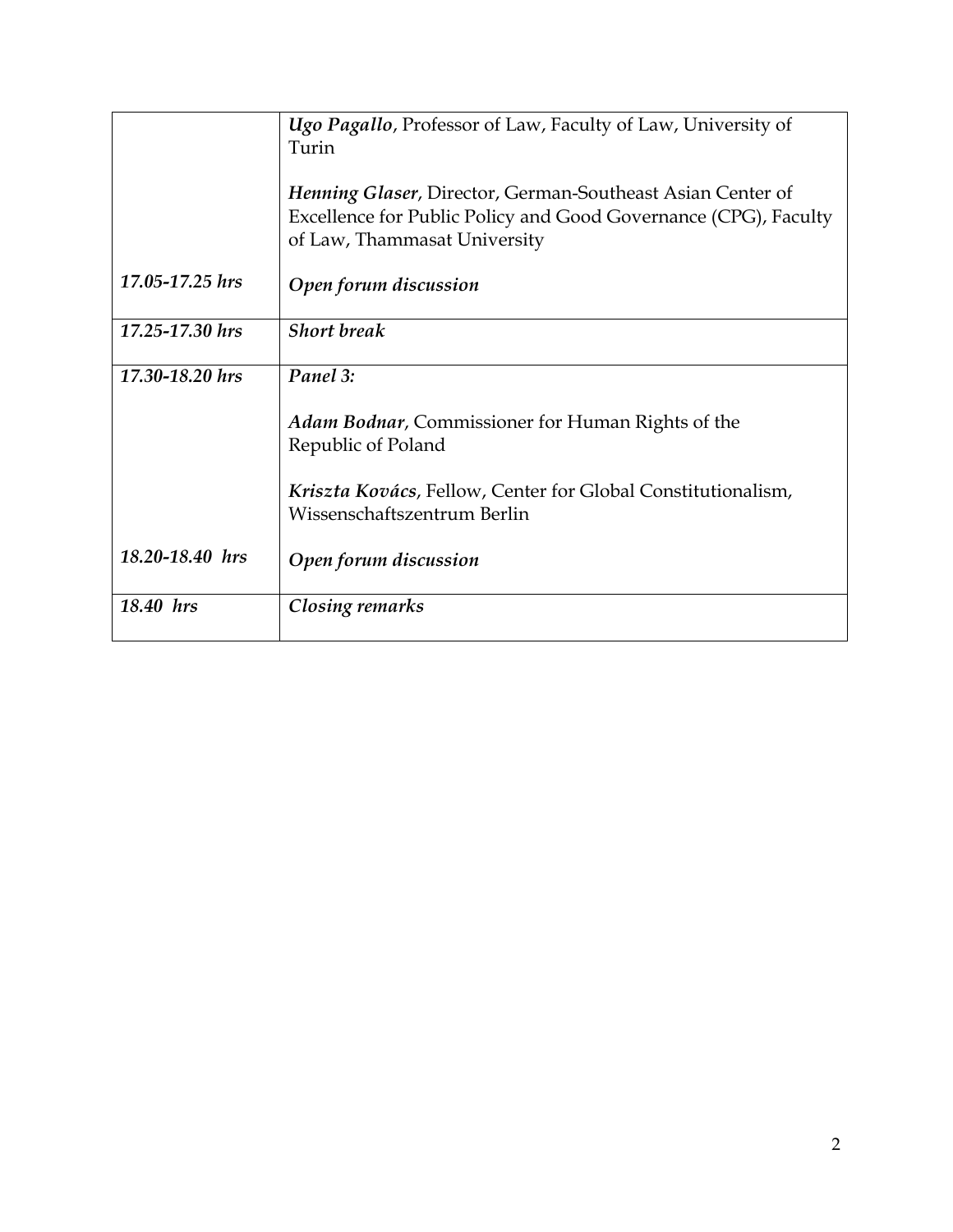| | |
|---|---|
| | ***Ugo Pagallo***, Professor of Law, Faculty of Law, University of Turin<br><br>***Henning Glaser***, Director, German-Southeast Asian Center of Excellence for Public Policy and Good Governance (CPG), Faculty of Law, Thammasat University |
| *17.05-17.25 hrs* | ***Open forum discussion*** |
| *17.25-17.30 hrs* | ***Short break*** |
| *17.30-18.20 hrs* | ***Panel 3:***<br><br>***Adam Bodnar***, Commissioner for Human Rights of the Republic of Poland<br><br>***Kriszta Kovács***, Fellow, Center for Global Constitutionalism, Wissenschaftszentrum Berlin |
| *18.20-18.40 hrs* | ***Open forum discussion*** |
| *18.40 hrs* | ***Closing remarks*** |